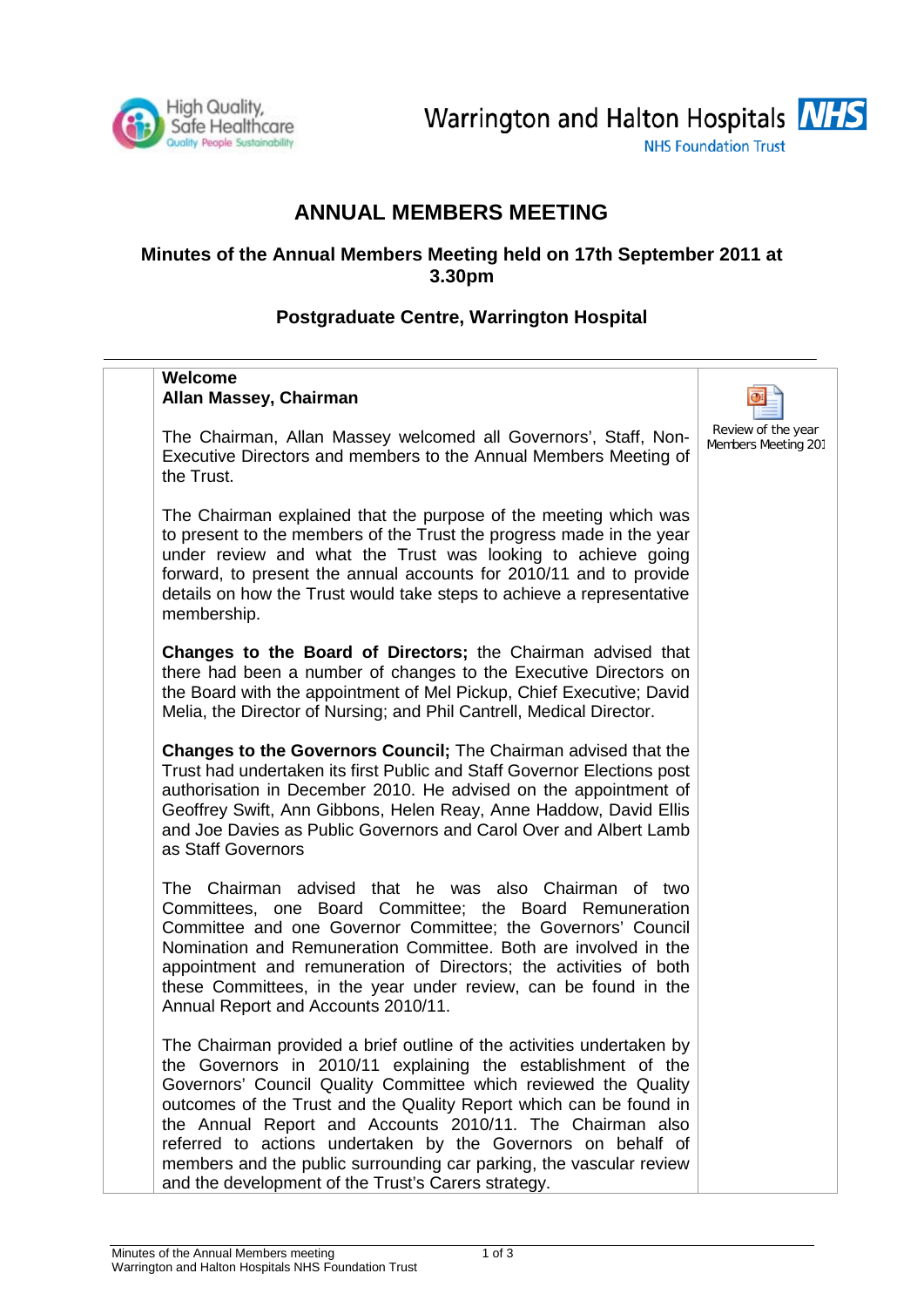# ANNUAL MEMBERS MEETING

## Minutes of the Annual Members Meeting held on 17th September 2011 at 3.30pm

## Postgraduate Centre, Warrington Hospital

**Welcome**
**Allan Massey, Chairman**

Review of the year Members Meeting 201

The Chairman, Allan Massey welcomed all Governors', Staff, Non-Executive Directors and members to the Annual Members Meeting of the Trust.

The Chairman explained that the purpose of the meeting which was to present to the members of the Trust the progress made in the year under review and what the Trust was looking to achieve going forward, to present the annual accounts for 2010/11 and to provide details on how the Trust would take steps to achieve a representative membership.

**Changes to the Board of Directors;** the Chairman advised that there had been a number of changes to the Executive Directors on the Board with the appointment of Mel Pickup, Chief Executive; David Melia, the Director of Nursing; and Phil Cantrell, Medical Director.

**Changes to the Governors Council;** The Chairman advised that the Trust had undertaken its first Public and Staff Governor Elections post authorisation in December 2010. He advised on the appointment of Geoffrey Swift, Ann Gibbons, Helen Reay, Anne Haddow, David Ellis and Joe Davies as Public Governors and Carol Over and Albert Lamb as Staff Governors

The Chairman advised that he was also Chairman of two Committees, one Board Committee; the Board Remuneration Committee and one Governor Committee; the Governors' Council Nomination and Remuneration Committee. Both are involved in the appointment and remuneration of Directors; the activities of both these Committees, in the year under review, can be found in the Annual Report and Accounts 2010/11.

The Chairman provided a brief outline of the activities undertaken by the Governors in 2010/11 explaining the establishment of the Governors' Council Quality Committee which reviewed the Quality outcomes of the Trust and the Quality Report which can be found in the Annual Report and Accounts 2010/11. The Chairman also referred to actions undertaken by the Governors on behalf of members and the public surrounding car parking, the vascular review and the development of the Trust's Carers strategy.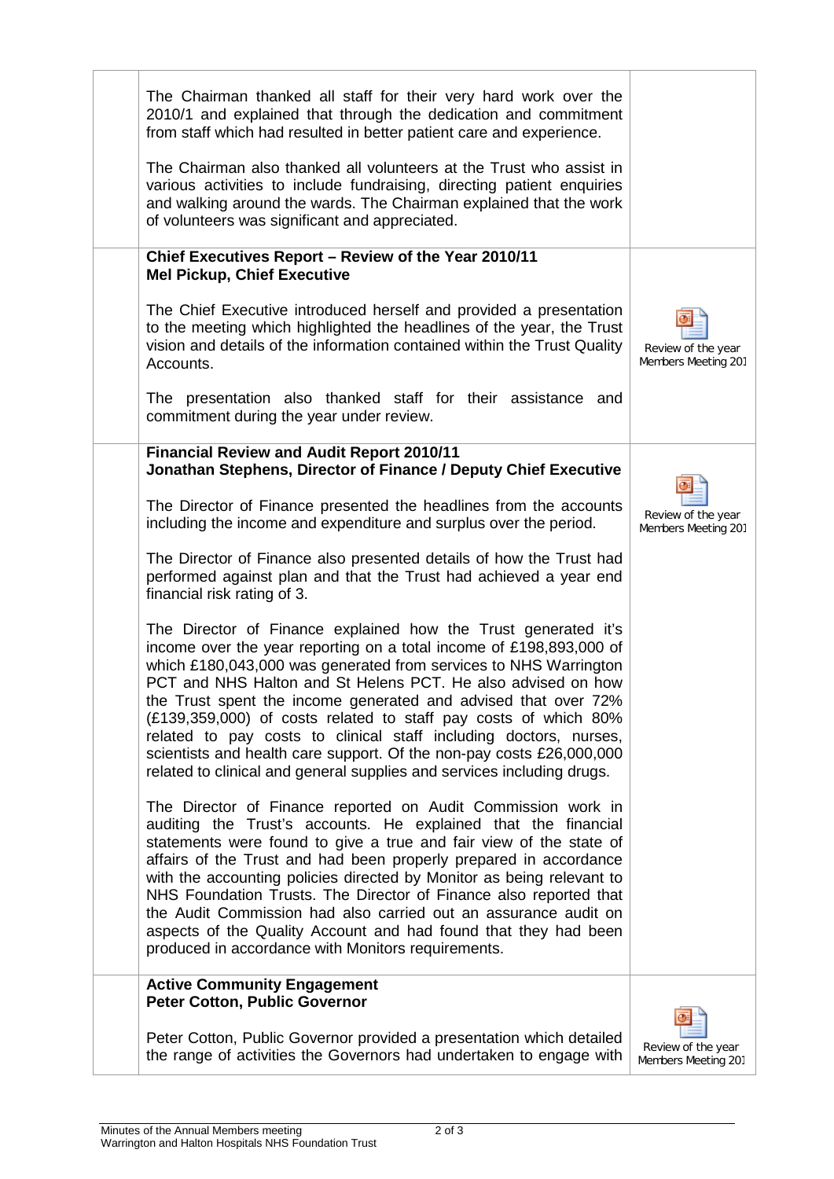The Chairman thanked all staff for their very hard work over the 2010/1 and explained that through the dedication and commitment from staff which had resulted in better patient care and experience.

The Chairman also thanked all volunteers at the Trust who assist in various activities to include fundraising, directing patient enquiries and walking around the wards. The Chairman explained that the work of volunteers was significant and appreciated.

**Chief Executives Report – Review of the Year 2010/11**
**Mel Pickup, Chief Executive**

The Chief Executive introduced herself and provided a presentation to the meeting which highlighted the headlines of the year, the Trust vision and details of the information contained within the Trust Quality Accounts.

Review of the year Members Meeting 201

The presentation also thanked staff for their assistance and commitment during the year under review.

**Financial Review and Audit Report 2010/11**
**Jonathan Stephens, Director of Finance / Deputy Chief Executive**

The Director of Finance presented the headlines from the accounts including the income and expenditure and surplus over the period.

Review of the year Members Meeting 201

The Director of Finance also presented details of how the Trust had performed against plan and that the Trust had achieved a year end financial risk rating of 3.

The Director of Finance explained how the Trust generated it's income over the year reporting on a total income of £198,893,000 of which £180,043,000 was generated from services to NHS Warrington PCT and NHS Halton and St Helens PCT. He also advised on how the Trust spent the income generated and advised that over 72% (£139,359,000) of costs related to staff pay costs of which 80% related to pay costs to clinical staff including doctors, nurses, scientists and health care support. Of the non-pay costs £26,000,000 related to clinical and general supplies and services including drugs.

The Director of Finance reported on Audit Commission work in auditing the Trust's accounts. He explained that the financial statements were found to give a true and fair view of the state of affairs of the Trust and had been properly prepared in accordance with the accounting policies directed by Monitor as being relevant to NHS Foundation Trusts. The Director of Finance also reported that the Audit Commission had also carried out an assurance audit on aspects of the Quality Account and had found that they had been produced in accordance with Monitors requirements.

**Active Community Engagement**
**Peter Cotton, Public Governor**

Peter Cotton, Public Governor provided a presentation which detailed the range of activities the Governors had undertaken to engage with

Review of the year Members Meeting 201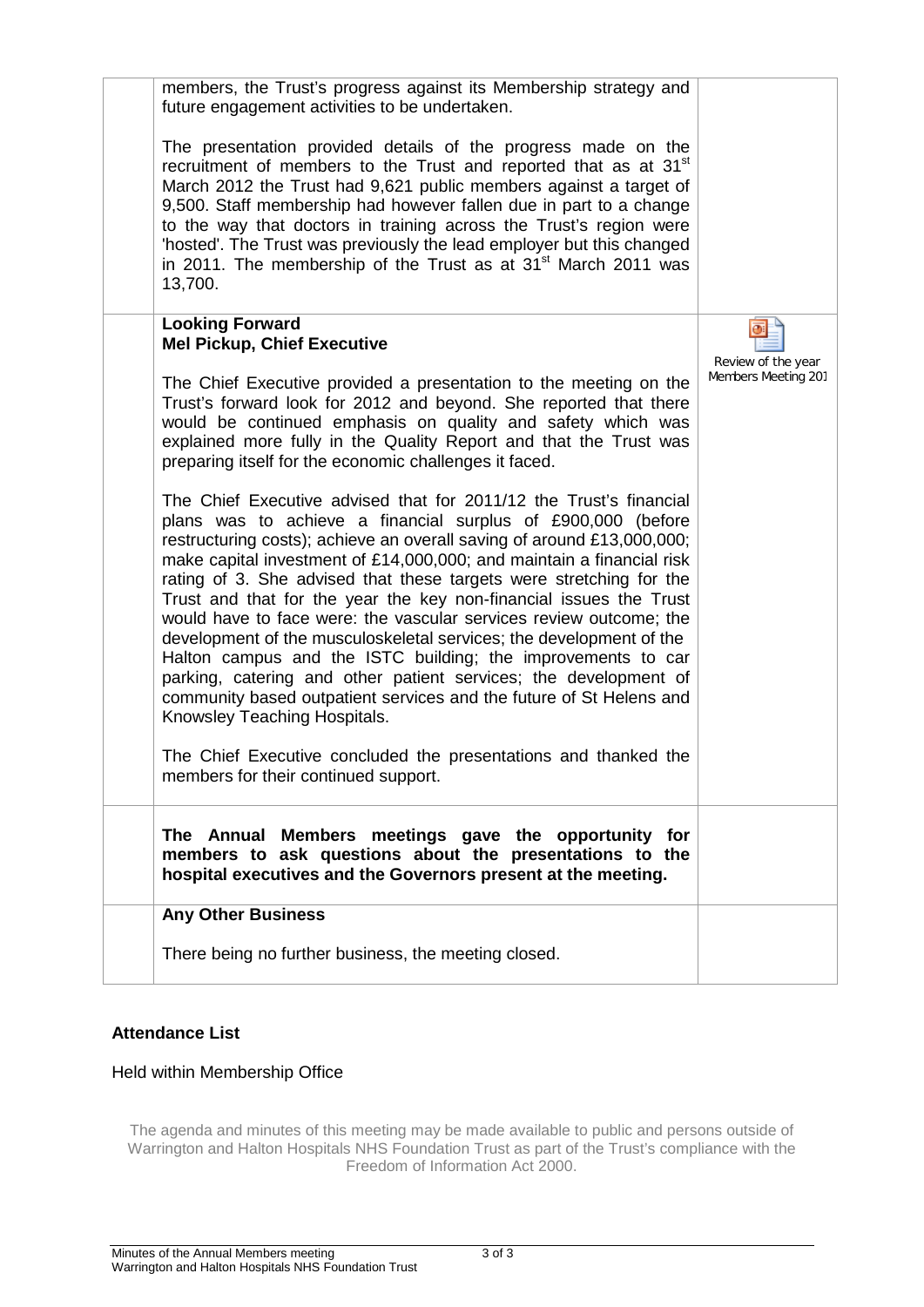| | | |
|---|---|---|
| | members, the Trust's progress against its Membership strategy and future engagement activities to be undertaken.<br><br>The presentation provided details of the progress made on the recruitment of members to the Trust and reported that as at 31st March 2012 the Trust had 9,621 public members against a target of 9,500. Staff membership had however fallen due in part to a change to the way that doctors in training across the Trust's region were 'hosted'. The Trust was previously the lead employer but this changed in 2011. The membership of the Trust as at 31st March 2011 was 13,700. | |
| | **Looking Forward**<br>**Mel Pickup, Chief Executive**<br><br>The Chief Executive provided a presentation to the meeting on the Trust's forward look for 2012 and beyond. She reported that there would be continued emphasis on quality and safety which was explained more fully in the Quality Report and that the Trust was preparing itself for the economic challenges it faced.<br><br>The Chief Executive advised that for 2011/12 the Trust's financial plans was to achieve a financial surplus of £900,000 (before restructuring costs); achieve an overall saving of around £13,000,000; make capital investment of £14,000,000; and maintain a financial risk rating of 3. She advised that these targets were stretching for the Trust and that for the year the key non-financial issues the Trust would have to face were: the vascular services review outcome; the development of the musculoskeletal services; the development of the Halton campus and the ISTC building; the improvements to car parking, catering and other patient services; the development of community based outpatient services and the future of St Helens and Knowsley Teaching Hospitals.<br><br>The Chief Executive concluded the presentations and thanked the members for their continued support. | Review of the year Members Meeting 201 |
| | **The Annual Members meetings gave the opportunity for members to ask questions about the presentations to the hospital executives and the Governors present at the meeting.** | |
| | **Any Other Business**<br><br>There being no further business, the meeting closed. | |

**Attendance List**

Held within Membership Office

The agenda and minutes of this meeting may be made available to public and persons outside of Warrington and Halton Hospitals NHS Foundation Trust as part of the Trust's compliance with the Freedom of Information Act 2000.